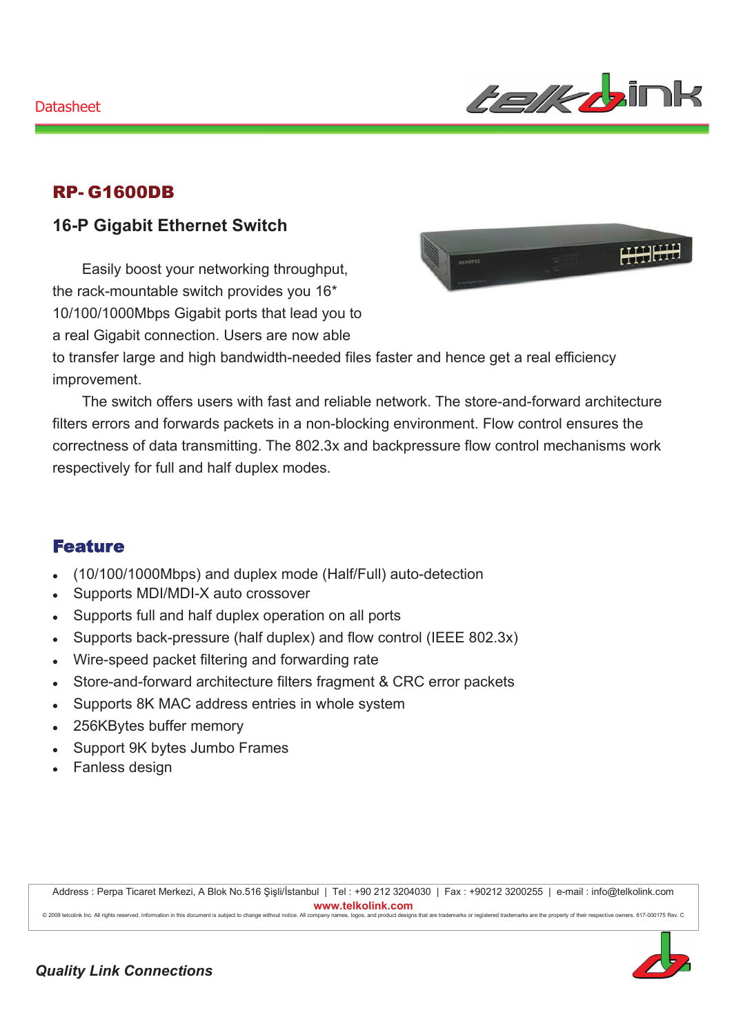Datasheet

# RP- G1600DB

## 16-P Gigabit Ethernet Switch

Easily boost your networking throughput, the rack-mountable switch provides you 16* 10/100/1000Mbps Gigabit ports that lead you to a real Gigabit connection. Users are now able to transfer large and high bandwidth-needed files faster and hence get a real efficiency improvement.

The switch offers users with fast and reliable network. The store-and-forward architecture filters errors and forwards packets in a non-blocking environment. Flow control ensures the correctness of data transmitting. The 802.3x and backpressure flow control mechanisms work respectively for full and half duplex modes.

## Feature

- (10/100/1000Mbps) and duplex mode (Half/Full) auto-detection
- Supports MDI/MDI-X auto crossover
- Supports full and half duplex operation on all ports
- Supports back-pressure (half duplex) and flow control (IEEE 802.3x)
- Wire-speed packet filtering and forwarding rate
- Store-and-forward architecture filters fragment & CRC error packets
- Supports 8K MAC address entries in whole system
- 256KBytes buffer memory
- Support 9K bytes Jumbo Frames
- Fanless design

Address : Perpa Ticaret Merkezi, A Blok No.516 Şişli/İstanbul | Tel : +90 212 3204030 | Fax : +90212 3200255 | e-mail : info@telkolink.com

**www.telkolink.com**

© 2009 telcolink Inc. All rights reserved. Information in this document is subject to change without notice. All company names, logos, and product designs that are trademarks or registered trademarks are the property of their respective owners. 617-000175 Rev. C

***Quality Link Connections***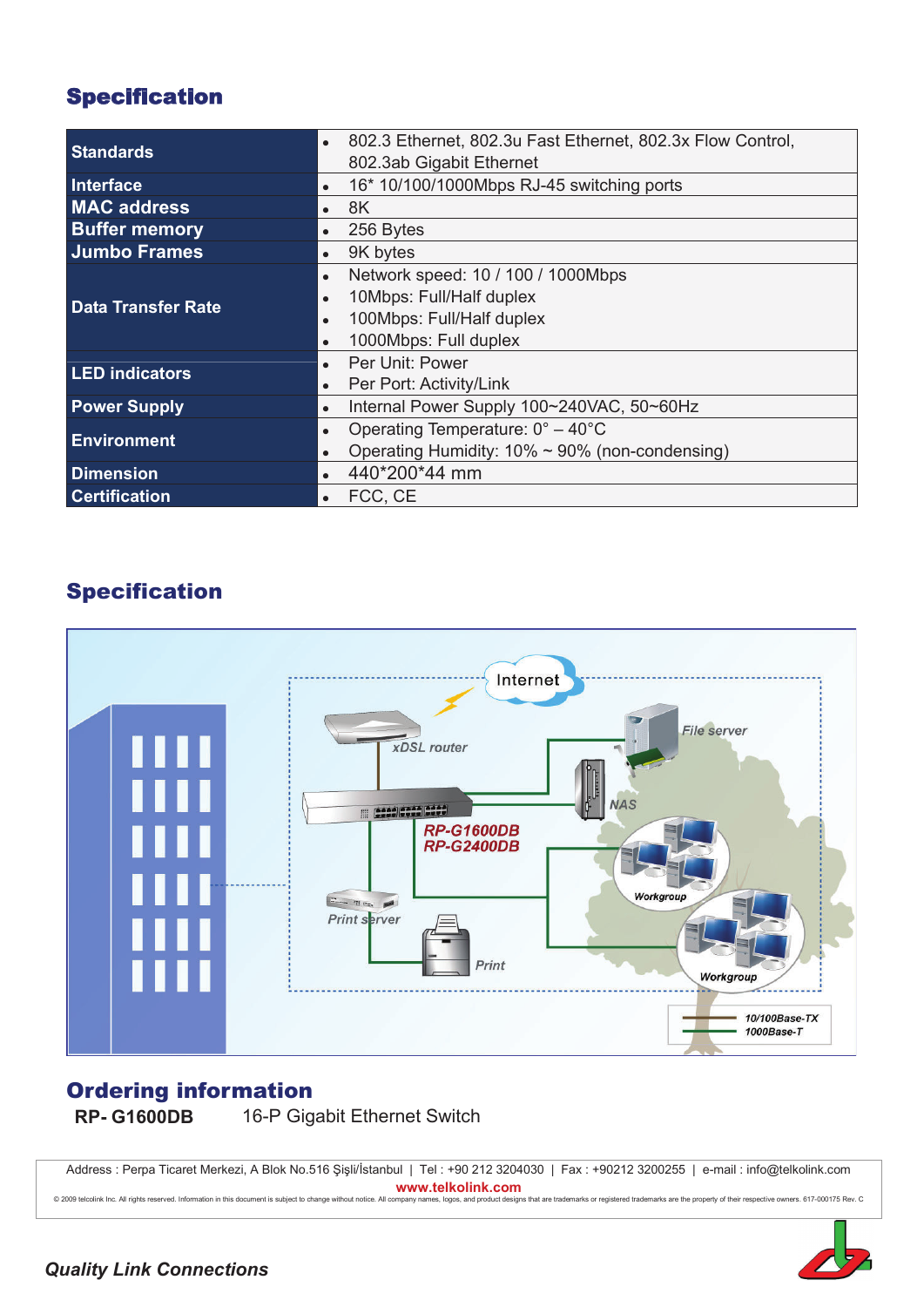## Specification

| | |
|---|---|
| **Standards** | • 802.3 Ethernet, 802.3u Fast Ethernet, 802.3x Flow Control, 802.3ab Gigabit Ethernet |
| **Interface** | • 16* 10/100/1000Mbps RJ-45 switching ports |
| **MAC address** | • 8K |
| **Buffer memory** | • 256 Bytes |
| **Jumbo Frames** | • 9K bytes |
| **Data Transfer Rate** | • Network speed: 10 / 100 / 1000Mbps<br>• 10Mbps: Full/Half duplex<br>• 100Mbps: Full/Half duplex<br>• 1000Mbps: Full duplex |
| **LED indicators** | • Per Unit: Power<br>• Per Port: Activity/Link |
| **Power Supply** | • Internal Power Supply 100~240VAC, 50~60Hz |
| **Environment** | • Operating Temperature: 0° – 40°C<br>• Operating Humidity: 10% ~ 90% (non-condensing) |
| **Dimension** | • 440*200*44 mm |
| **Certification** | • FCC, CE |

## Specification

Internet

xDSL router

File server

NAS

RP-G1600DB
RP-G2400DB

Workgroup

Print server

Print

Workgroup

10/100Base-TX
1000Base-T

## Ordering information

**RP- G1600DB** 16-P Gigabit Ethernet Switch

Address : Perpa Ticaret Merkezi, A Blok No.516 Şişli/İstanbul | Tel : +90 212 3204030 | Fax : +90212 3200255 | e-mail : info@telkolink.com

www.telkolink.com

© 2009 telcolink Inc. All rights reserved. Information in this document is subject to change without notice. All company names, logos, and product designs that are trademarks or registered trademarks are the property of their respective owners. 617-000175 Rev. C

*Quality Link Connections*